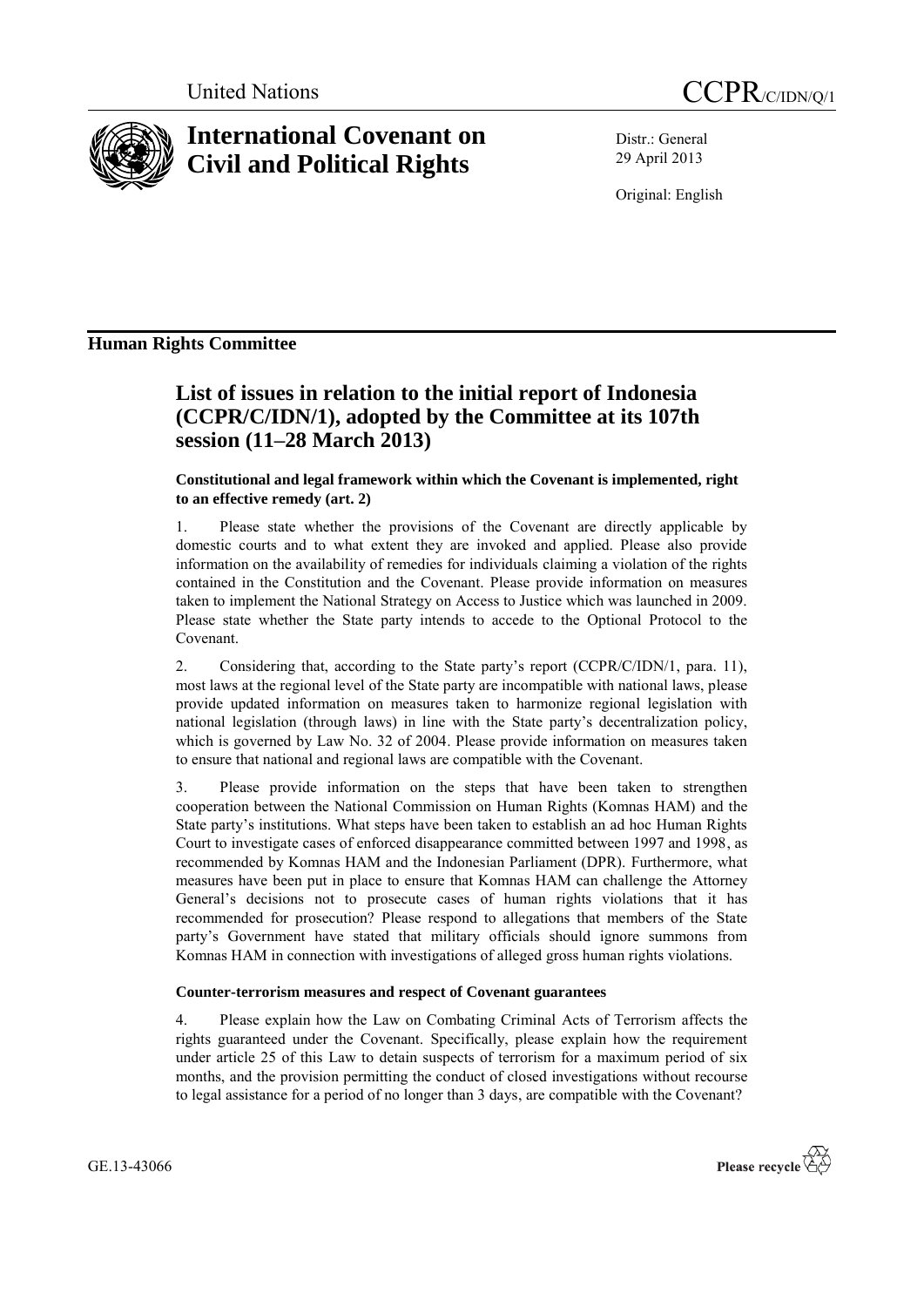United Nations CCPR/C/IDN/Q/1

# International Covenant on Civil and Political Rights

Distr.: General
29 April 2013

Original: English

## Human Rights Committee

# List of issues in relation to the initial report of Indonesia (CCPR/C/IDN/1), adopted by the Committee at its 107th session (11–28 March 2013)

### Constitutional and legal framework within which the Covenant is implemented, right to an effective remedy (art. 2)

1. Please state whether the provisions of the Covenant are directly applicable by domestic courts and to what extent they are invoked and applied. Please also provide information on the availability of remedies for individuals claiming a violation of the rights contained in the Constitution and the Covenant. Please provide information on measures taken to implement the National Strategy on Access to Justice which was launched in 2009. Please state whether the State party intends to accede to the Optional Protocol to the Covenant.

2. Considering that, according to the State party's report (CCPR/C/IDN/1, para. 11), most laws at the regional level of the State party are incompatible with national laws, please provide updated information on measures taken to harmonize regional legislation with national legislation (through laws) in line with the State party's decentralization policy, which is governed by Law No. 32 of 2004. Please provide information on measures taken to ensure that national and regional laws are compatible with the Covenant.

3. Please provide information on the steps that have been taken to strengthen cooperation between the National Commission on Human Rights (Komnas HAM) and the State party's institutions. What steps have been taken to establish an ad hoc Human Rights Court to investigate cases of enforced disappearance committed between 1997 and 1998, as recommended by Komnas HAM and the Indonesian Parliament (DPR). Furthermore, what measures have been put in place to ensure that Komnas HAM can challenge the Attorney General's decisions not to prosecute cases of human rights violations that it has recommended for prosecution? Please respond to allegations that members of the State party's Government have stated that military officials should ignore summons from Komnas HAM in connection with investigations of alleged gross human rights violations.

### Counter-terrorism measures and respect of Covenant guarantees

4. Please explain how the Law on Combating Criminal Acts of Terrorism affects the rights guaranteed under the Covenant. Specifically, please explain how the requirement under article 25 of this Law to detain suspects of terrorism for a maximum period of six months, and the provision permitting the conduct of closed investigations without recourse to legal assistance for a period of no longer than 3 days, are compatible with the Covenant?

GE.13-43066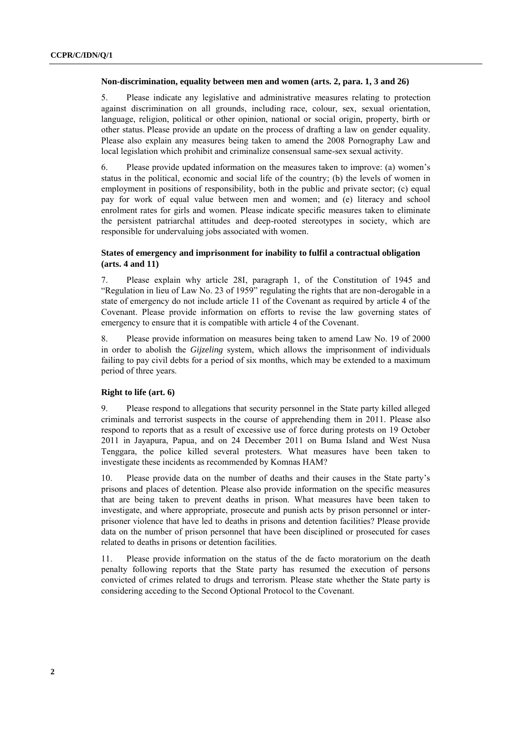### Non-discrimination, equality between men and women (arts. 2, para. 1, 3 and 26)

5. Please indicate any legislative and administrative measures relating to protection against discrimination on all grounds, including race, colour, sex, sexual orientation, language, religion, political or other opinion, national or social origin, property, birth or other status. Please provide an update on the process of drafting a law on gender equality. Please also explain any measures being taken to amend the 2008 Pornography Law and local legislation which prohibit and criminalize consensual same-sex sexual activity.

6. Please provide updated information on the measures taken to improve: (a) women's status in the political, economic and social life of the country; (b) the levels of women in employment in positions of responsibility, both in the public and private sector; (c) equal pay for work of equal value between men and women; and (e) literacy and school enrolment rates for girls and women. Please indicate specific measures taken to eliminate the persistent patriarchal attitudes and deep-rooted stereotypes in society, which are responsible for undervaluing jobs associated with women.

### States of emergency and imprisonment for inability to fulfil a contractual obligation (arts. 4 and 11)

7. Please explain why article 28I, paragraph 1, of the Constitution of 1945 and "Regulation in lieu of Law No. 23 of 1959" regulating the rights that are non-derogable in a state of emergency do not include article 11 of the Covenant as required by article 4 of the Covenant. Please provide information on efforts to revise the law governing states of emergency to ensure that it is compatible with article 4 of the Covenant.

8. Please provide information on measures being taken to amend Law No. 19 of 2000 in order to abolish the *Gijzeling* system, which allows the imprisonment of individuals failing to pay civil debts for a period of six months, which may be extended to a maximum period of three years.

### Right to life (art. 6)

9. Please respond to allegations that security personnel in the State party killed alleged criminals and terrorist suspects in the course of apprehending them in 2011. Please also respond to reports that as a result of excessive use of force during protests on 19 October 2011 in Jayapura, Papua, and on 24 December 2011 on Buma Island and West Nusa Tenggara, the police killed several protesters. What measures have been taken to investigate these incidents as recommended by Komnas HAM?

10. Please provide data on the number of deaths and their causes in the State party's prisons and places of detention. Please also provide information on the specific measures that are being taken to prevent deaths in prison. What measures have been taken to investigate, and where appropriate, prosecute and punish acts by prison personnel or inter-prisoner violence that have led to deaths in prisons and detention facilities? Please provide data on the number of prison personnel that have been disciplined or prosecuted for cases related to deaths in prisons or detention facilities.

11. Please provide information on the status of the de facto moratorium on the death penalty following reports that the State party has resumed the execution of persons convicted of crimes related to drugs and terrorism. Please state whether the State party is considering acceding to the Second Optional Protocol to the Covenant.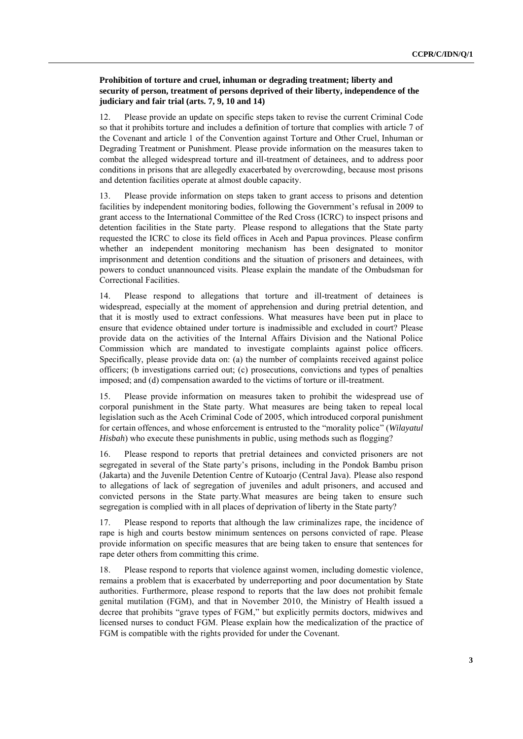### Prohibition of torture and cruel, inhuman or degrading treatment; liberty and security of person, treatment of persons deprived of their liberty, independence of the judiciary and fair trial (arts. 7, 9, 10 and 14)

12. Please provide an update on specific steps taken to revise the current Criminal Code so that it prohibits torture and includes a definition of torture that complies with article 7 of the Covenant and article 1 of the Convention against Torture and Other Cruel, Inhuman or Degrading Treatment or Punishment. Please provide information on the measures taken to combat the alleged widespread torture and ill-treatment of detainees, and to address poor conditions in prisons that are allegedly exacerbated by overcrowding, because most prisons and detention facilities operate at almost double capacity.

13. Please provide information on steps taken to grant access to prisons and detention facilities by independent monitoring bodies, following the Government's refusal in 2009 to grant access to the International Committee of the Red Cross (ICRC) to inspect prisons and detention facilities in the State party. Please respond to allegations that the State party requested the ICRC to close its field offices in Aceh and Papua provinces. Please confirm whether an independent monitoring mechanism has been designated to monitor imprisonment and detention conditions and the situation of prisoners and detainees, with powers to conduct unannounced visits. Please explain the mandate of the Ombudsman for Correctional Facilities.

14. Please respond to allegations that torture and ill-treatment of detainees is widespread, especially at the moment of apprehension and during pretrial detention, and that it is mostly used to extract confessions. What measures have been put in place to ensure that evidence obtained under torture is inadmissible and excluded in court? Please provide data on the activities of the Internal Affairs Division and the National Police Commission which are mandated to investigate complaints against police officers. Specifically, please provide data on: (a) the number of complaints received against police officers; (b investigations carried out; (c) prosecutions, convictions and types of penalties imposed; and (d) compensation awarded to the victims of torture or ill-treatment.

15. Please provide information on measures taken to prohibit the widespread use of corporal punishment in the State party. What measures are being taken to repeal local legislation such as the Aceh Criminal Code of 2005, which introduced corporal punishment for certain offences, and whose enforcement is entrusted to the "morality police" (*Wilayatul Hisbah*) who execute these punishments in public, using methods such as flogging?

16. Please respond to reports that pretrial detainees and convicted prisoners are not segregated in several of the State party's prisons, including in the Pondok Bambu prison (Jakarta) and the Juvenile Detention Centre of Kutoarjo (Central Java). Please also respond to allegations of lack of segregation of juveniles and adult prisoners, and accused and convicted persons in the State party.What measures are being taken to ensure such segregation is complied with in all places of deprivation of liberty in the State party?

17. Please respond to reports that although the law criminalizes rape, the incidence of rape is high and courts bestow minimum sentences on persons convicted of rape. Please provide information on specific measures that are being taken to ensure that sentences for rape deter others from committing this crime.

18. Please respond to reports that violence against women, including domestic violence, remains a problem that is exacerbated by underreporting and poor documentation by State authorities. Furthermore, please respond to reports that the law does not prohibit female genital mutilation (FGM), and that in November 2010, the Ministry of Health issued a decree that prohibits "grave types of FGM," but explicitly permits doctors, midwives and licensed nurses to conduct FGM. Please explain how the medicalization of the practice of FGM is compatible with the rights provided for under the Covenant.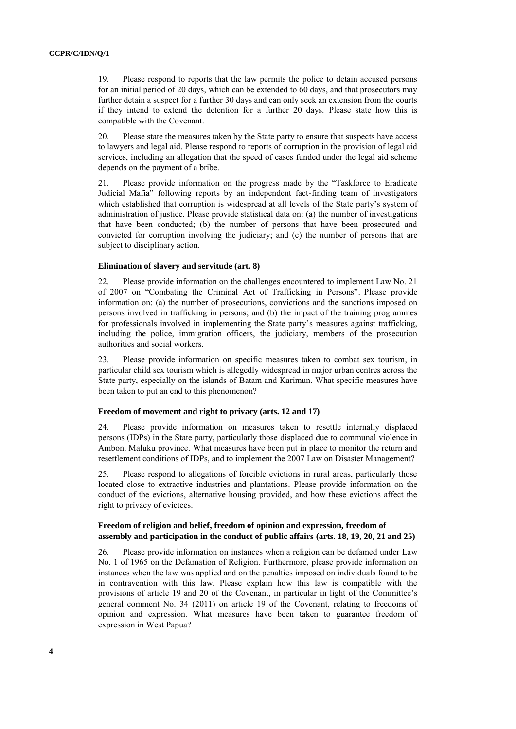19. Please respond to reports that the law permits the police to detain accused persons for an initial period of 20 days, which can be extended to 60 days, and that prosecutors may further detain a suspect for a further 30 days and can only seek an extension from the courts if they intend to extend the detention for a further 20 days. Please state how this is compatible with the Covenant.

20. Please state the measures taken by the State party to ensure that suspects have access to lawyers and legal aid. Please respond to reports of corruption in the provision of legal aid services, including an allegation that the speed of cases funded under the legal aid scheme depends on the payment of a bribe.

21. Please provide information on the progress made by the "Taskforce to Eradicate Judicial Mafia" following reports by an independent fact-finding team of investigators which established that corruption is widespread at all levels of the State party's system of administration of justice. Please provide statistical data on: (a) the number of investigations that have been conducted; (b) the number of persons that have been prosecuted and convicted for corruption involving the judiciary; and (c) the number of persons that are subject to disciplinary action.

### Elimination of slavery and servitude (art. 8)

22. Please provide information on the challenges encountered to implement Law No. 21 of 2007 on "Combating the Criminal Act of Trafficking in Persons". Please provide information on: (a) the number of prosecutions, convictions and the sanctions imposed on persons involved in trafficking in persons; and (b) the impact of the training programmes for professionals involved in implementing the State party's measures against trafficking, including the police, immigration officers, the judiciary, members of the prosecution authorities and social workers.

23. Please provide information on specific measures taken to combat sex tourism, in particular child sex tourism which is allegedly widespread in major urban centres across the State party, especially on the islands of Batam and Karimun. What specific measures have been taken to put an end to this phenomenon?

### Freedom of movement and right to privacy (arts. 12 and 17)

24. Please provide information on measures taken to resettle internally displaced persons (IDPs) in the State party, particularly those displaced due to communal violence in Ambon, Maluku province. What measures have been put in place to monitor the return and resettlement conditions of IDPs, and to implement the 2007 Law on Disaster Management?

25. Please respond to allegations of forcible evictions in rural areas, particularly those located close to extractive industries and plantations. Please provide information on the conduct of the evictions, alternative housing provided, and how these evictions affect the right to privacy of evictees.

### Freedom of religion and belief, freedom of opinion and expression, freedom of assembly and participation in the conduct of public affairs (arts. 18, 19, 20, 21 and 25)

26. Please provide information on instances when a religion can be defamed under Law No. 1 of 1965 on the Defamation of Religion. Furthermore, please provide information on instances when the law was applied and on the penalties imposed on individuals found to be in contravention with this law. Please explain how this law is compatible with the provisions of article 19 and 20 of the Covenant, in particular in light of the Committee's general comment No. 34 (2011) on article 19 of the Covenant, relating to freedoms of opinion and expression. What measures have been taken to guarantee freedom of expression in West Papua?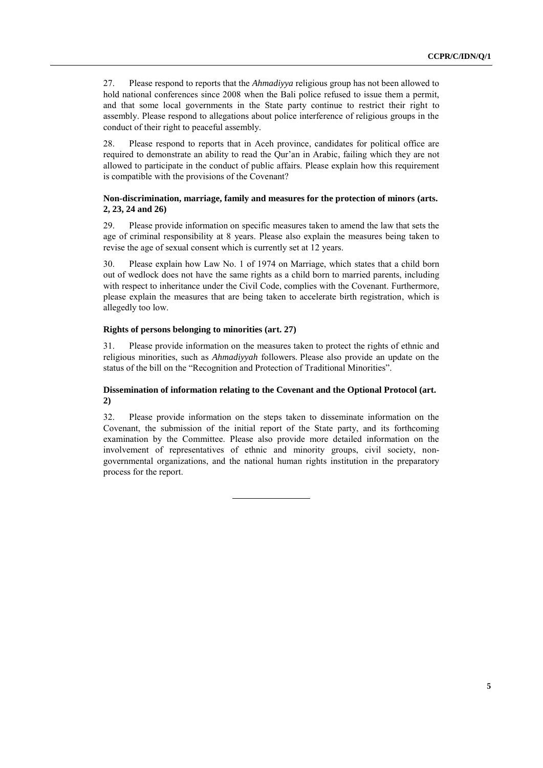27. Please respond to reports that the *Ahmadiyya* religious group has not been allowed to hold national conferences since 2008 when the Bali police refused to issue them a permit, and that some local governments in the State party continue to restrict their right to assembly. Please respond to allegations about police interference of religious groups in the conduct of their right to peaceful assembly.

28. Please respond to reports that in Aceh province, candidates for political office are required to demonstrate an ability to read the Qur'an in Arabic, failing which they are not allowed to participate in the conduct of public affairs. Please explain how this requirement is compatible with the provisions of the Covenant?

### Non-discrimination, marriage, family and measures for the protection of minors (arts. 2, 23, 24 and 26)

29. Please provide information on specific measures taken to amend the law that sets the age of criminal responsibility at 8 years. Please also explain the measures being taken to revise the age of sexual consent which is currently set at 12 years.

30. Please explain how Law No. 1 of 1974 on Marriage, which states that a child born out of wedlock does not have the same rights as a child born to married parents, including with respect to inheritance under the Civil Code, complies with the Covenant. Furthermore, please explain the measures that are being taken to accelerate birth registration, which is allegedly too low.

### Rights of persons belonging to minorities (art. 27)

31. Please provide information on the measures taken to protect the rights of ethnic and religious minorities, such as *Ahmadiyyah* followers. Please also provide an update on the status of the bill on the "Recognition and Protection of Traditional Minorities".

### Dissemination of information relating to the Covenant and the Optional Protocol (art. 2)

32. Please provide information on the steps taken to disseminate information on the Covenant, the submission of the initial report of the State party, and its forthcoming examination by the Committee. Please also provide more detailed information on the involvement of representatives of ethnic and minority groups, civil society, non-governmental organizations, and the national human rights institution in the preparatory process for the report.